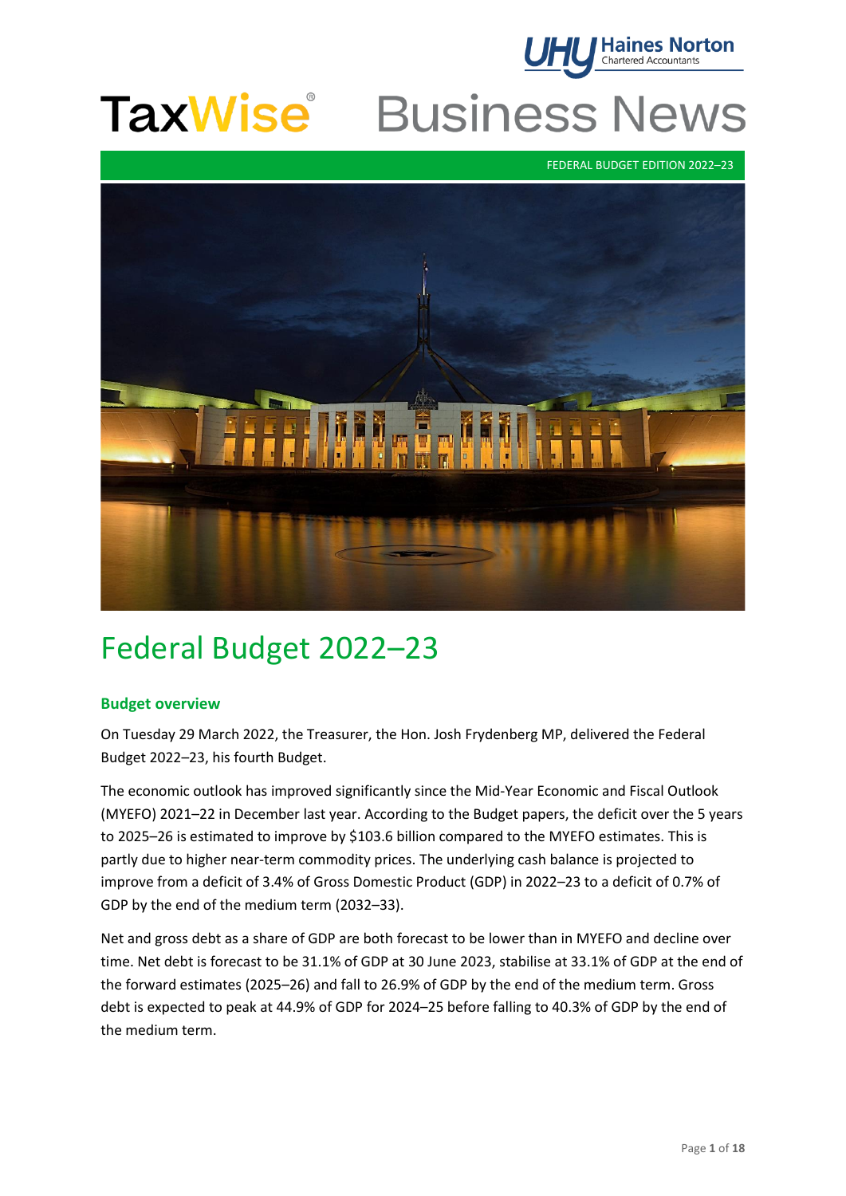# TaxWise® Business News

FEDERAL BUDGET EDITION 2022–23

## Federal Budget 2022–23

### Budget overview

On Tuesday 29 March 2022, the Treasurer, the Hon. Josh Frydenberg MP, delivered the Federal Budget 2022–23, his fourth Budget.

The economic outlook has improved significantly since the Mid-Year Economic and Fiscal Outlook (MYEFO) 2021–22 in December last year. According to the Budget papers, the deficit over the 5 years to 2025–26 is estimated to improve by $103.6 billion compared to the MYEFO estimates. This is partly due to higher near-term commodity prices. The underlying cash balance is projected to improve from a deficit of 3.4% of Gross Domestic Product (GDP) in 2022–23 to a deficit of 0.7% of GDP by the end of the medium term (2032–33).

Net and gross debt as a share of GDP are both forecast to be lower than in MYEFO and decline over time. Net debt is forecast to be 31.1% of GDP at 30 June 2023, stabilise at 33.1% of GDP at the end of the forward estimates (2025–26) and fall to 26.9% of GDP by the end of the medium term. Gross debt is expected to peak at 44.9% of GDP for 2024–25 before falling to 40.3% of GDP by the end of the medium term.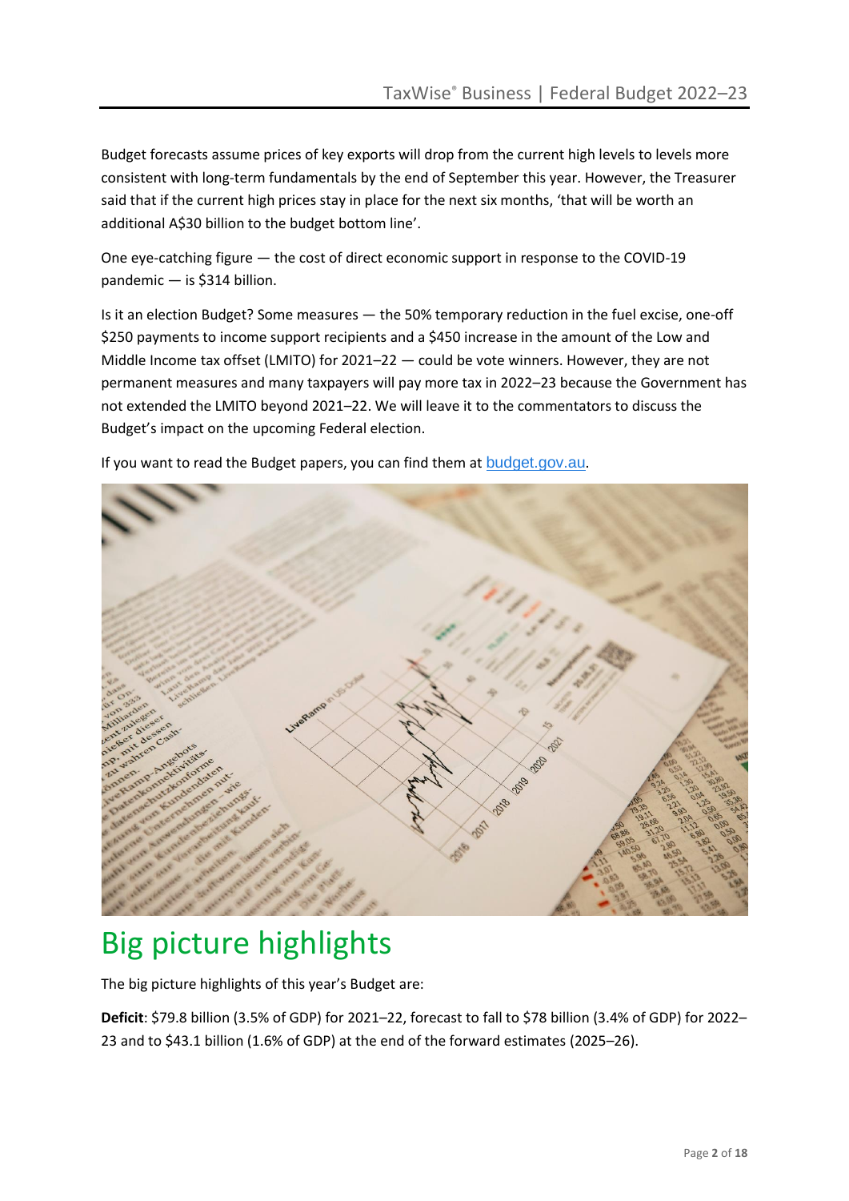Budget forecasts assume prices of key exports will drop from the current high levels to levels more consistent with long-term fundamentals by the end of September this year. However, the Treasurer said that if the current high prices stay in place for the next six months, 'that will be worth an additional A$30 billion to the budget bottom line'.

One eye-catching figure — the cost of direct economic support in response to the COVID-19 pandemic — is $314 billion.

Is it an election Budget? Some measures — the 50% temporary reduction in the fuel excise, one-off $250 payments to income support recipients and a $450 increase in the amount of the Low and Middle Income tax offset (LMITO) for 2021–22 — could be vote winners. However, they are not permanent measures and many taxpayers will pay more tax in 2022–23 because the Government has not extended the LMITO beyond 2021–22. We will leave it to the commentators to discuss the Budget's impact on the upcoming Federal election.

If you want to read the Budget papers, you can find them at budget.gov.au.

# Big picture highlights

The big picture highlights of this year's Budget are:

**Deficit**: $79.8 billion (3.5% of GDP) for 2021–22, forecast to fall to $78 billion (3.4% of GDP) for 2022–23 and to $43.1 billion (1.6% of GDP) at the end of the forward estimates (2025–26).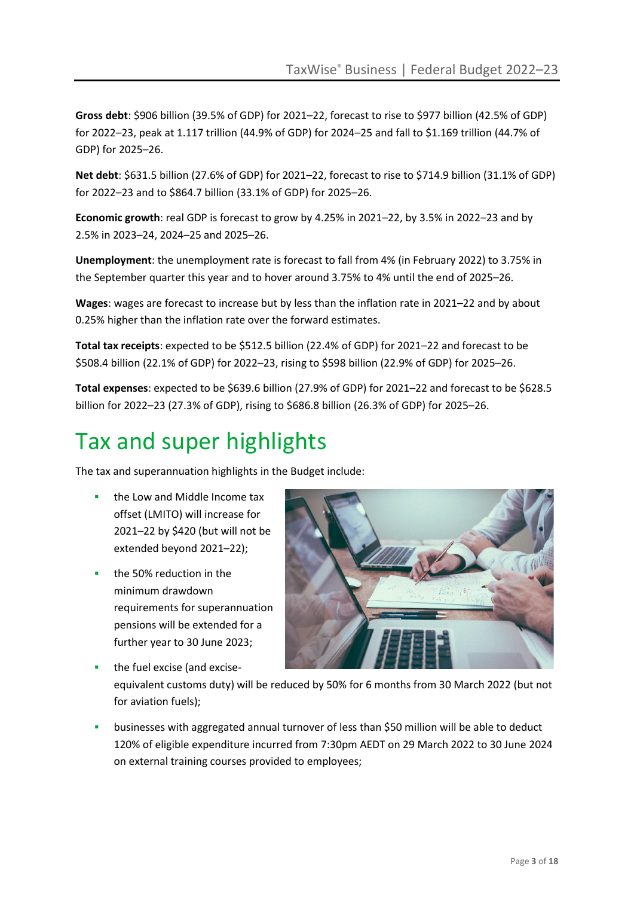**Gross debt**: $906 billion (39.5% of GDP) for 2021–22, forecast to rise to $977 billion (42.5% of GDP) for 2022–23, peak at 1.117 trillion (44.9% of GDP) for 2024–25 and fall to $1.169 trillion (44.7% of GDP) for 2025–26.

**Net debt**: $631.5 billion (27.6% of GDP) for 2021–22, forecast to rise to $714.9 billion (31.1% of GDP) for 2022–23 and to $864.7 billion (33.1% of GDP) for 2025–26.

**Economic growth**: real GDP is forecast to grow by 4.25% in 2021–22, by 3.5% in 2022–23 and by 2.5% in 2023–24, 2024–25 and 2025–26.

**Unemployment**: the unemployment rate is forecast to fall from 4% (in February 2022) to 3.75% in the September quarter this year and to hover around 3.75% to 4% until the end of 2025–26.

**Wages**: wages are forecast to increase but by less than the inflation rate in 2021–22 and by about 0.25% higher than the inflation rate over the forward estimates.

**Total tax receipts**: expected to be $512.5 billion (22.4% of GDP) for 2021–22 and forecast to be $508.4 billion (22.1% of GDP) for 2022–23, rising to $598 billion (22.9% of GDP) for 2025–26.

**Total expenses**: expected to be $639.6 billion (27.9% of GDP) for 2021–22 and forecast to be $628.5 billion for 2022–23 (27.3% of GDP), rising to $686.8 billion (26.3% of GDP) for 2025–26.

# Tax and super highlights

The tax and superannuation highlights in the Budget include:

- the Low and Middle Income tax offset (LMITO) will increase for 2021–22 by $420 (but will not be extended beyond 2021–22);
- the 50% reduction in the minimum drawdown requirements for superannuation pensions will be extended for a further year to 30 June 2023;
- the fuel excise (and excise-equivalent customs duty) will be reduced by 50% for 6 months from 30 March 2022 (but not for aviation fuels);
- businesses with aggregated annual turnover of less than $50 million will be able to deduct 120% of eligible expenditure incurred from 7:30pm AEDT on 29 March 2022 to 30 June 2024 on external training courses provided to employees;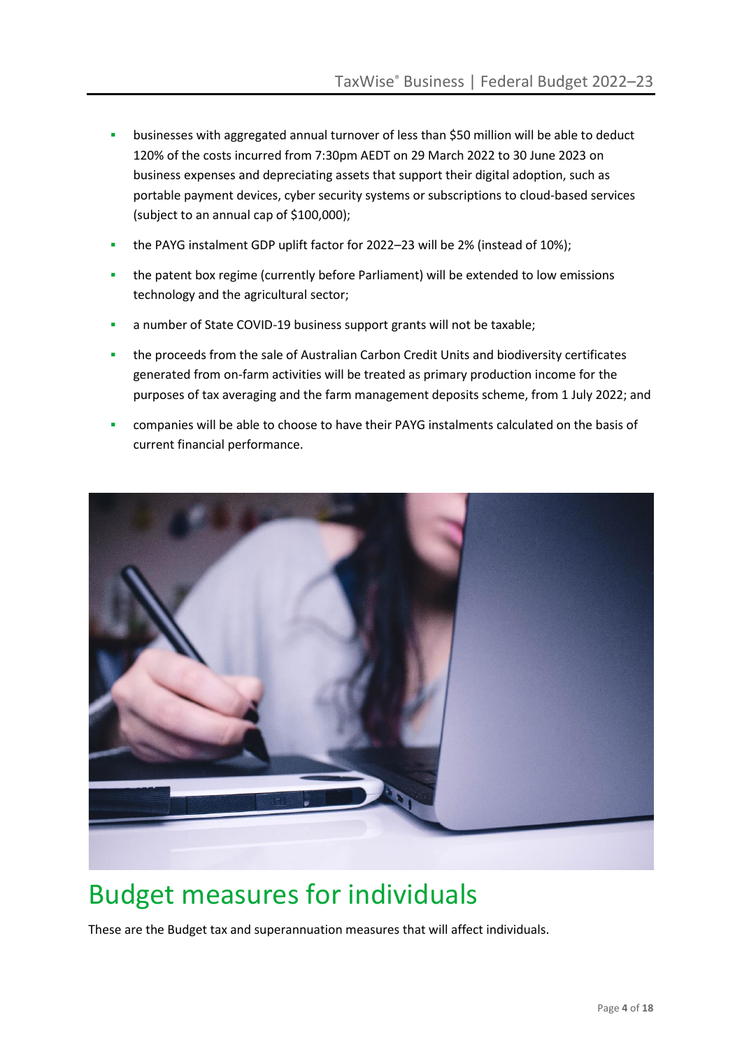- businesses with aggregated annual turnover of less than $50 million will be able to deduct 120% of the costs incurred from 7:30pm AEDT on 29 March 2022 to 30 June 2023 on business expenses and depreciating assets that support their digital adoption, such as portable payment devices, cyber security systems or subscriptions to cloud-based services (subject to an annual cap of $100,000);
- the PAYG instalment GDP uplift factor for 2022–23 will be 2% (instead of 10%);
- the patent box regime (currently before Parliament) will be extended to low emissions technology and the agricultural sector;
- a number of State COVID-19 business support grants will not be taxable;
- the proceeds from the sale of Australian Carbon Credit Units and biodiversity certificates generated from on-farm activities will be treated as primary production income for the purposes of tax averaging and the farm management deposits scheme, from 1 July 2022; and
- companies will be able to choose to have their PAYG instalments calculated on the basis of current financial performance.

# Budget measures for individuals

These are the Budget tax and superannuation measures that will affect individuals.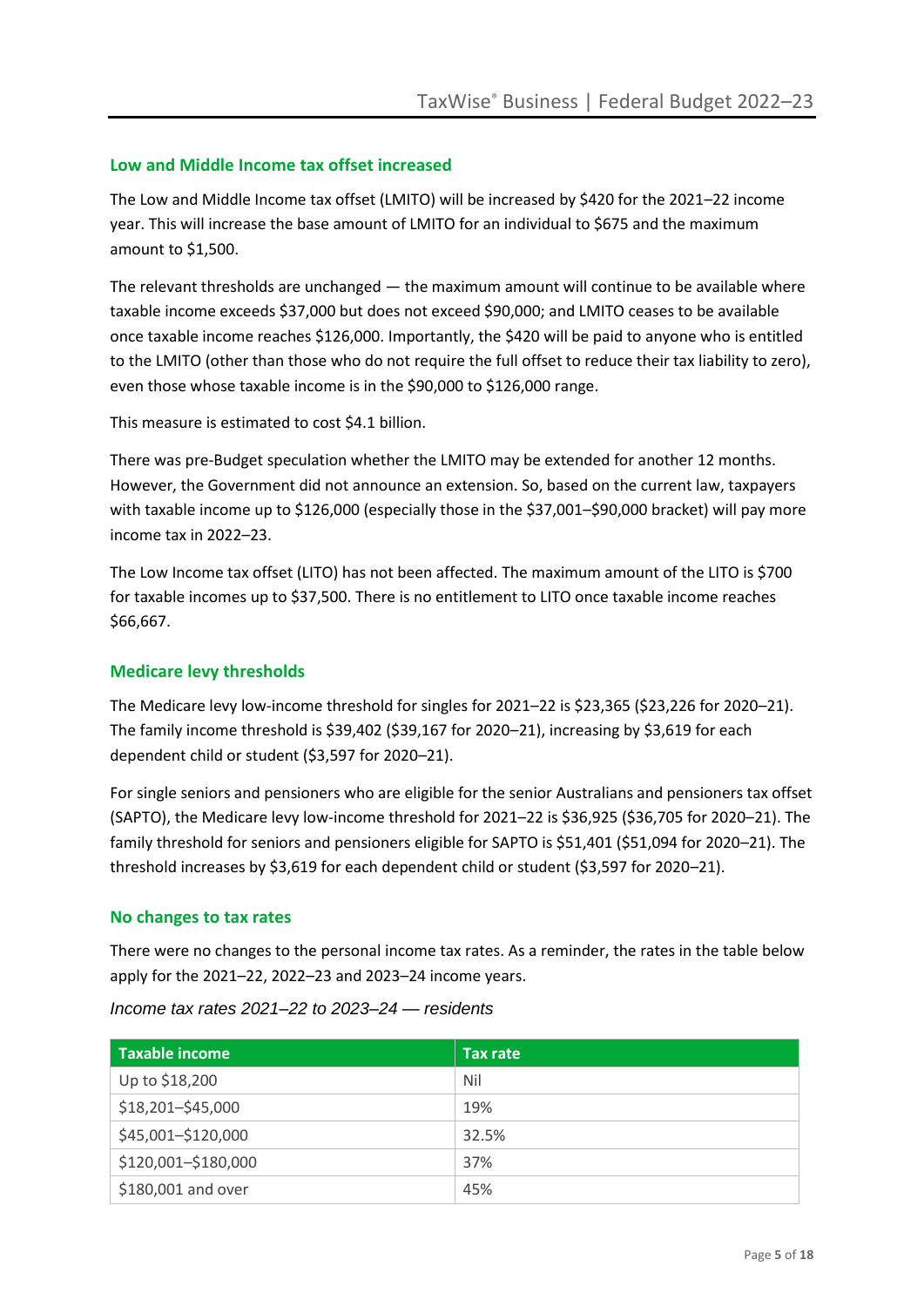## Low and Middle Income tax offset increased

The Low and Middle Income tax offset (LMITO) will be increased by $420 for the 2021–22 income year. This will increase the base amount of LMITO for an individual to $675 and the maximum amount to $1,500.

The relevant thresholds are unchanged — the maximum amount will continue to be available where taxable income exceeds $37,000 but does not exceed $90,000; and LMITO ceases to be available once taxable income reaches $126,000. Importantly, the $420 will be paid to anyone who is entitled to the LMITO (other than those who do not require the full offset to reduce their tax liability to zero), even those whose taxable income is in the $90,000 to $126,000 range.

This measure is estimated to cost $4.1 billion.

There was pre-Budget speculation whether the LMITO may be extended for another 12 months. However, the Government did not announce an extension. So, based on the current law, taxpayers with taxable income up to $126,000 (especially those in the $37,001–$90,000 bracket) will pay more income tax in 2022–23.

The Low Income tax offset (LITO) has not been affected. The maximum amount of the LITO is $700 for taxable incomes up to $37,500. There is no entitlement to LITO once taxable income reaches $66,667.

## Medicare levy thresholds

The Medicare levy low-income threshold for singles for 2021–22 is $23,365 ($23,226 for 2020–21). The family income threshold is $39,402 ($39,167 for 2020–21), increasing by $3,619 for each dependent child or student ($3,597 for 2020–21).

For single seniors and pensioners who are eligible for the senior Australians and pensioners tax offset (SAPTO), the Medicare levy low-income threshold for 2021–22 is $36,925 ($36,705 for 2020–21). The family threshold for seniors and pensioners eligible for SAPTO is $51,401 ($51,094 for 2020–21). The threshold increases by $3,619 for each dependent child or student ($3,597 for 2020–21).

## No changes to tax rates

There were no changes to the personal income tax rates. As a reminder, the rates in the table below apply for the 2021–22, 2022–23 and 2023–24 income years.

*Income tax rates 2021–22 to 2023–24 — residents*

| Taxable income | Tax rate |
|---|---|
| Up to $18,200 | Nil |
| $18,201–$45,000 | 19% |
| $45,001–$120,000 | 32.5% |
| $120,001–$180,000 | 37% |
| $180,001 and over | 45% |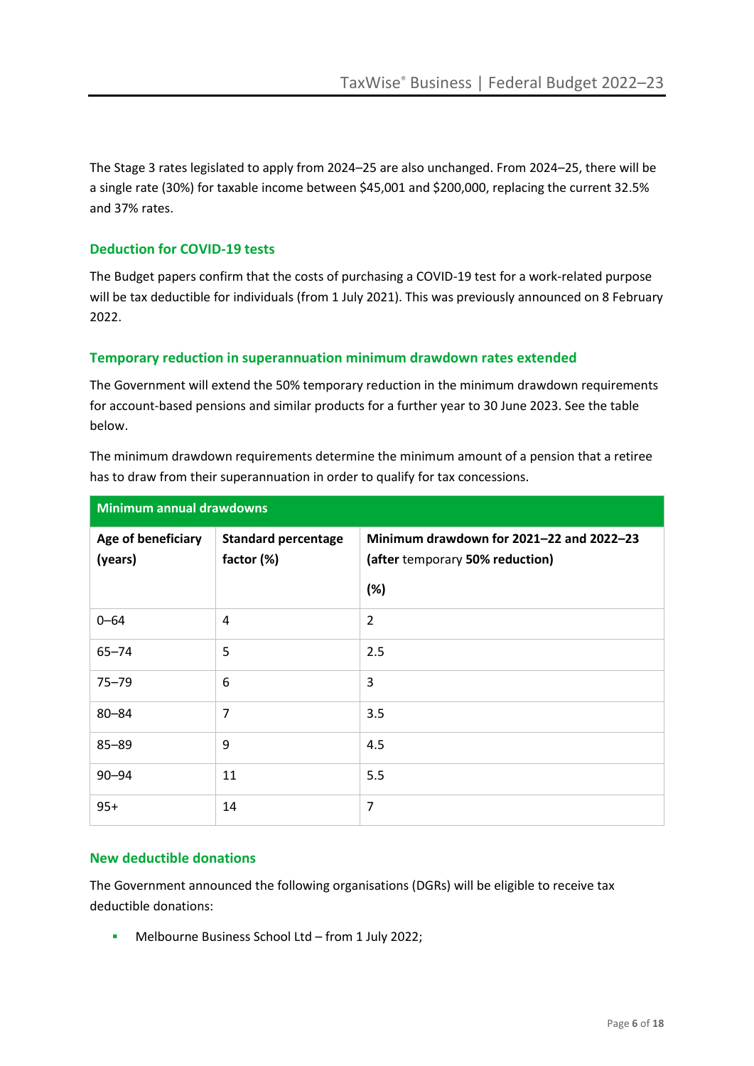The Stage 3 rates legislated to apply from 2024–25 are also unchanged. From 2024–25, there will be a single rate (30%) for taxable income between $45,001 and $200,000, replacing the current 32.5% and 37% rates.

### Deduction for COVID-19 tests

The Budget papers confirm that the costs of purchasing a COVID-19 test for a work-related purpose will be tax deductible for individuals (from 1 July 2021). This was previously announced on 8 February 2022.

### Temporary reduction in superannuation minimum drawdown rates extended

The Government will extend the 50% temporary reduction in the minimum drawdown requirements for account-based pensions and similar products for a further year to 30 June 2023. See the table below.

The minimum drawdown requirements determine the minimum amount of a pension that a retiree has to draw from their superannuation in order to qualify for tax concessions.

| **Minimum annual drawdowns** | | |
|---|---|---|
| **Age of beneficiary (years)** | **Standard percentage factor (%)** | **Minimum drawdown for 2021–22 and 2022–23 (after** temporary **50% reduction) (%)** |
| 0–64 | 4 | 2 |
| 65–74 | 5 | 2.5 |
| 75–79 | 6 | 3 |
| 80–84 | 7 | 3.5 |
| 85–89 | 9 | 4.5 |
| 90–94 | 11 | 5.5 |
| 95+ | 14 | 7 |

### New deductible donations

The Government announced the following organisations (DGRs) will be eligible to receive tax deductible donations:

- Melbourne Business School Ltd – from 1 July 2022;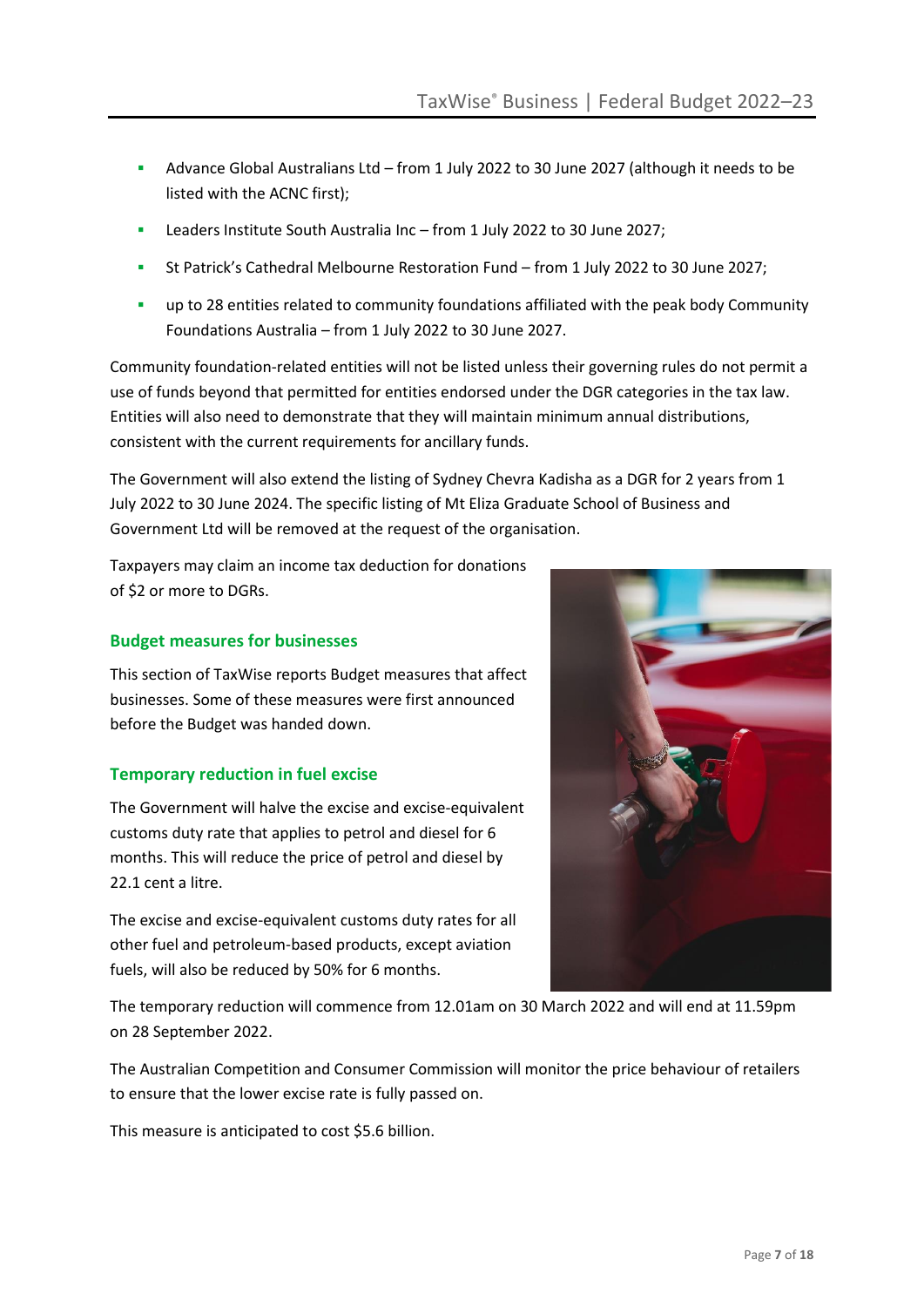- Advance Global Australians Ltd – from 1 July 2022 to 30 June 2027 (although it needs to be listed with the ACNC first);
- Leaders Institute South Australia Inc – from 1 July 2022 to 30 June 2027;
- St Patrick's Cathedral Melbourne Restoration Fund – from 1 July 2022 to 30 June 2027;
- up to 28 entities related to community foundations affiliated with the peak body Community Foundations Australia – from 1 July 2022 to 30 June 2027.

Community foundation-related entities will not be listed unless their governing rules do not permit a use of funds beyond that permitted for entities endorsed under the DGR categories in the tax law. Entities will also need to demonstrate that they will maintain minimum annual distributions, consistent with the current requirements for ancillary funds.

The Government will also extend the listing of Sydney Chevra Kadisha as a DGR for 2 years from 1 July 2022 to 30 June 2024. The specific listing of Mt Eliza Graduate School of Business and Government Ltd will be removed at the request of the organisation.

Taxpayers may claim an income tax deduction for donations of $2 or more to DGRs.

### Budget measures for businesses

This section of TaxWise reports Budget measures that affect businesses. Some of these measures were first announced before the Budget was handed down.

### Temporary reduction in fuel excise

The Government will halve the excise and excise-equivalent customs duty rate that applies to petrol and diesel for 6 months. This will reduce the price of petrol and diesel by 22.1 cent a litre.

The excise and excise-equivalent customs duty rates for all other fuel and petroleum-based products, except aviation fuels, will also be reduced by 50% for 6 months.

The temporary reduction will commence from 12.01am on 30 March 2022 and will end at 11.59pm on 28 September 2022.

The Australian Competition and Consumer Commission will monitor the price behaviour of retailers to ensure that the lower excise rate is fully passed on.

This measure is anticipated to cost $5.6 billion.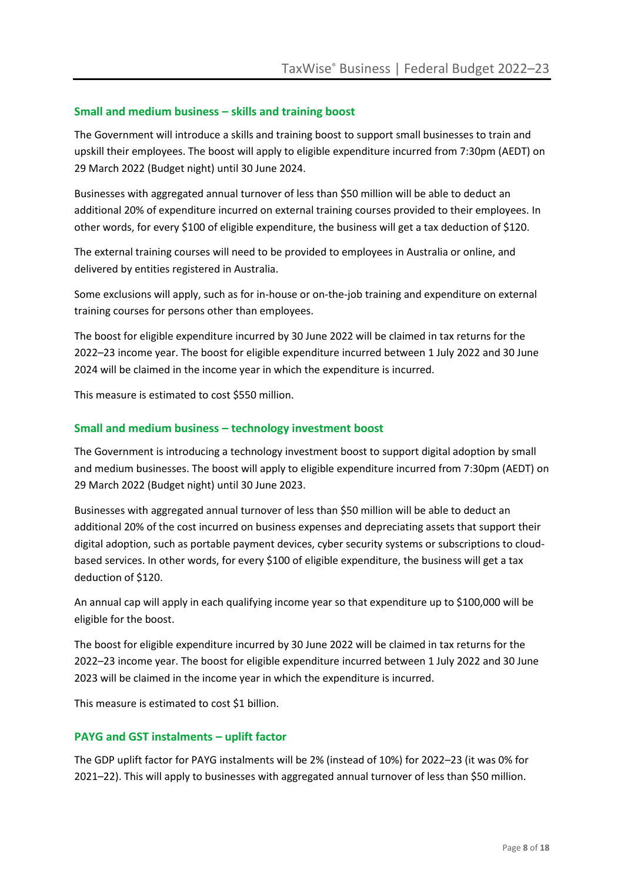## Small and medium business – skills and training boost

The Government will introduce a skills and training boost to support small businesses to train and upskill their employees. The boost will apply to eligible expenditure incurred from 7:30pm (AEDT) on 29 March 2022 (Budget night) until 30 June 2024.

Businesses with aggregated annual turnover of less than $50 million will be able to deduct an additional 20% of expenditure incurred on external training courses provided to their employees. In other words, for every $100 of eligible expenditure, the business will get a tax deduction of $120.

The external training courses will need to be provided to employees in Australia or online, and delivered by entities registered in Australia.

Some exclusions will apply, such as for in-house or on-the-job training and expenditure on external training courses for persons other than employees.

The boost for eligible expenditure incurred by 30 June 2022 will be claimed in tax returns for the 2022–23 income year. The boost for eligible expenditure incurred between 1 July 2022 and 30 June 2024 will be claimed in the income year in which the expenditure is incurred.

This measure is estimated to cost $550 million.

## Small and medium business – technology investment boost

The Government is introducing a technology investment boost to support digital adoption by small and medium businesses. The boost will apply to eligible expenditure incurred from 7:30pm (AEDT) on 29 March 2022 (Budget night) until 30 June 2023.

Businesses with aggregated annual turnover of less than $50 million will be able to deduct an additional 20% of the cost incurred on business expenses and depreciating assets that support their digital adoption, such as portable payment devices, cyber security systems or subscriptions to cloud-based services. In other words, for every $100 of eligible expenditure, the business will get a tax deduction of $120.

An annual cap will apply in each qualifying income year so that expenditure up to $100,000 will be eligible for the boost.

The boost for eligible expenditure incurred by 30 June 2022 will be claimed in tax returns for the 2022–23 income year. The boost for eligible expenditure incurred between 1 July 2022 and 30 June 2023 will be claimed in the income year in which the expenditure is incurred.

This measure is estimated to cost $1 billion.

## PAYG and GST instalments – uplift factor

The GDP uplift factor for PAYG instalments will be 2% (instead of 10%) for 2022–23 (it was 0% for 2021–22). This will apply to businesses with aggregated annual turnover of less than $50 million.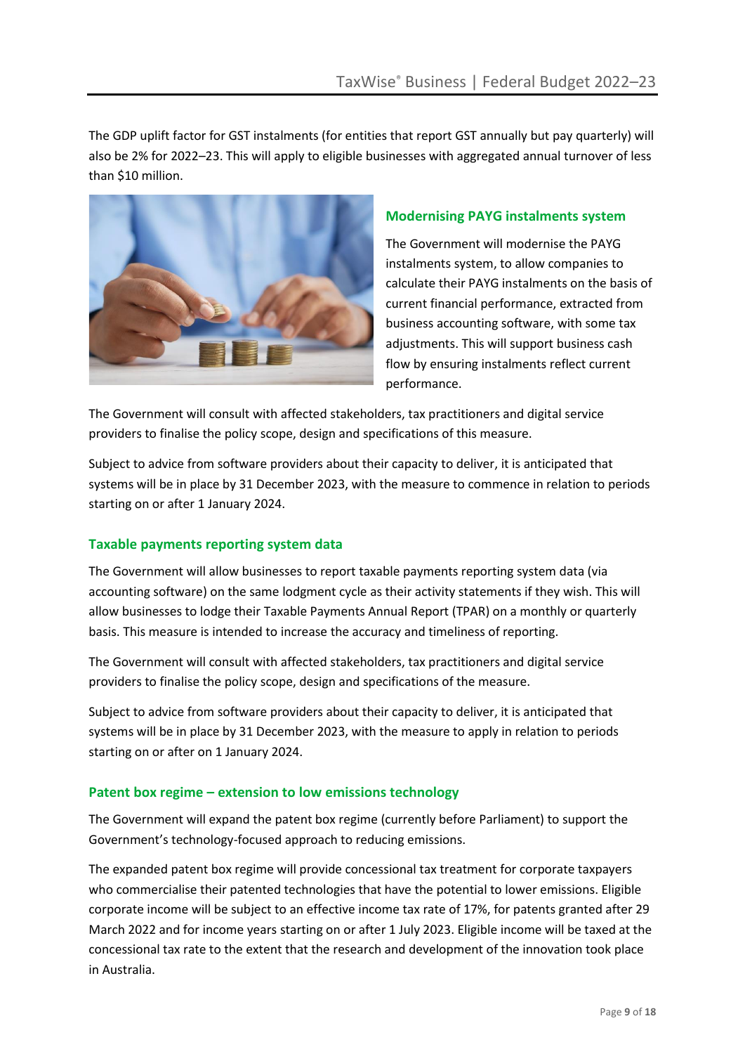The GDP uplift factor for GST instalments (for entities that report GST annually but pay quarterly) will also be 2% for 2022–23. This will apply to eligible businesses with aggregated annual turnover of less than $10 million.

### Modernising PAYG instalments system

The Government will modernise the PAYG instalments system, to allow companies to calculate their PAYG instalments on the basis of current financial performance, extracted from business accounting software, with some tax adjustments. This will support business cash flow by ensuring instalments reflect current performance.

The Government will consult with affected stakeholders, tax practitioners and digital service providers to finalise the policy scope, design and specifications of this measure.

Subject to advice from software providers about their capacity to deliver, it is anticipated that systems will be in place by 31 December 2023, with the measure to commence in relation to periods starting on or after 1 January 2024.

### Taxable payments reporting system data

The Government will allow businesses to report taxable payments reporting system data (via accounting software) on the same lodgment cycle as their activity statements if they wish. This will allow businesses to lodge their Taxable Payments Annual Report (TPAR) on a monthly or quarterly basis. This measure is intended to increase the accuracy and timeliness of reporting.

The Government will consult with affected stakeholders, tax practitioners and digital service providers to finalise the policy scope, design and specifications of the measure.

Subject to advice from software providers about their capacity to deliver, it is anticipated that systems will be in place by 31 December 2023, with the measure to apply in relation to periods starting on or after on 1 January 2024.

### Patent box regime – extension to low emissions technology

The Government will expand the patent box regime (currently before Parliament) to support the Government's technology-focused approach to reducing emissions.

The expanded patent box regime will provide concessional tax treatment for corporate taxpayers who commercialise their patented technologies that have the potential to lower emissions. Eligible corporate income will be subject to an effective income tax rate of 17%, for patents granted after 29 March 2022 and for income years starting on or after 1 July 2023. Eligible income will be taxed at the concessional tax rate to the extent that the research and development of the innovation took place in Australia.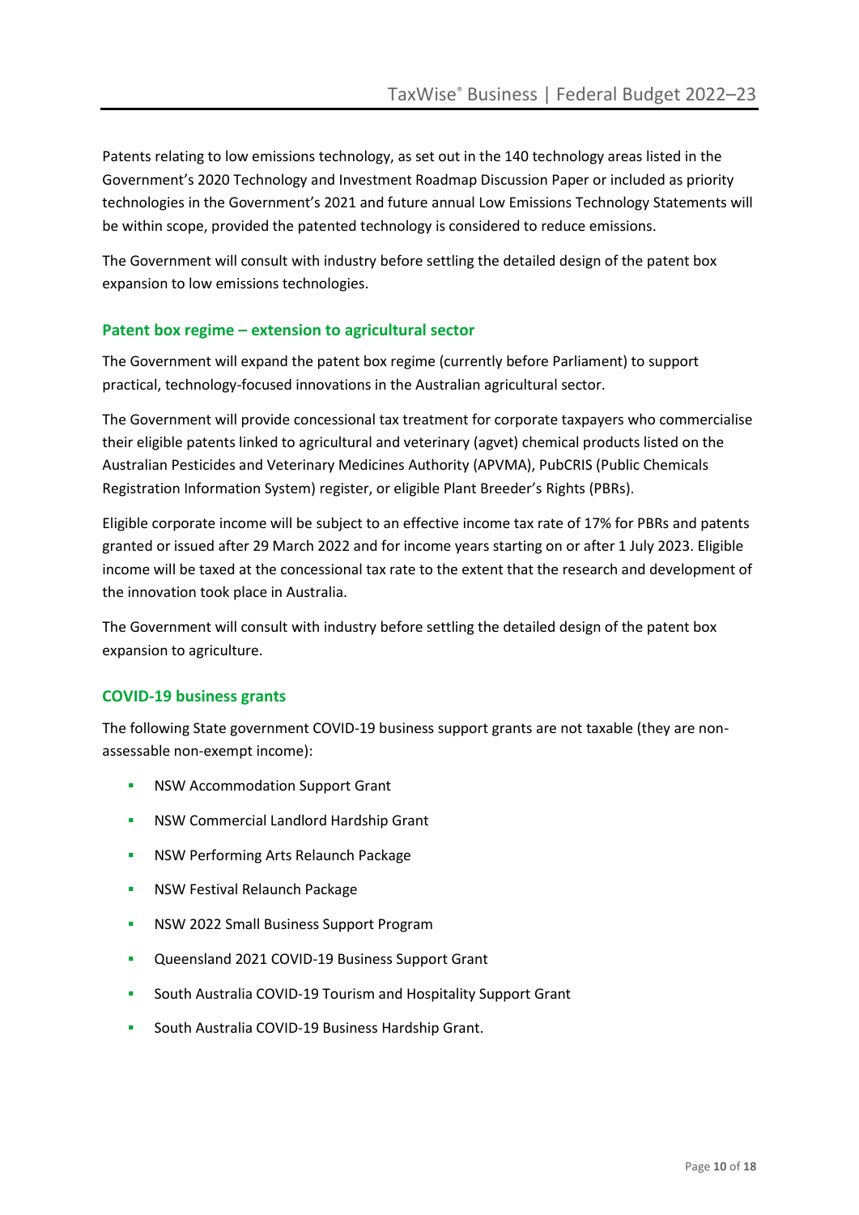Patents relating to low emissions technology, as set out in the 140 technology areas listed in the Government's 2020 Technology and Investment Roadmap Discussion Paper or included as priority technologies in the Government's 2021 and future annual Low Emissions Technology Statements will be within scope, provided the patented technology is considered to reduce emissions.

The Government will consult with industry before settling the detailed design of the patent box expansion to low emissions technologies.

### Patent box regime – extension to agricultural sector

The Government will expand the patent box regime (currently before Parliament) to support practical, technology-focused innovations in the Australian agricultural sector.

The Government will provide concessional tax treatment for corporate taxpayers who commercialise their eligible patents linked to agricultural and veterinary (agvet) chemical products listed on the Australian Pesticides and Veterinary Medicines Authority (APVMA), PubCRIS (Public Chemicals Registration Information System) register, or eligible Plant Breeder's Rights (PBRs).

Eligible corporate income will be subject to an effective income tax rate of 17% for PBRs and patents granted or issued after 29 March 2022 and for income years starting on or after 1 July 2023. Eligible income will be taxed at the concessional tax rate to the extent that the research and development of the innovation took place in Australia.

The Government will consult with industry before settling the detailed design of the patent box expansion to agriculture.

### COVID-19 business grants

The following State government COVID-19 business support grants are not taxable (they are non-assessable non-exempt income):

- NSW Accommodation Support Grant
- NSW Commercial Landlord Hardship Grant
- NSW Performing Arts Relaunch Package
- NSW Festival Relaunch Package
- NSW 2022 Small Business Support Program
- Queensland 2021 COVID-19 Business Support Grant
- South Australia COVID-19 Tourism and Hospitality Support Grant
- South Australia COVID-19 Business Hardship Grant.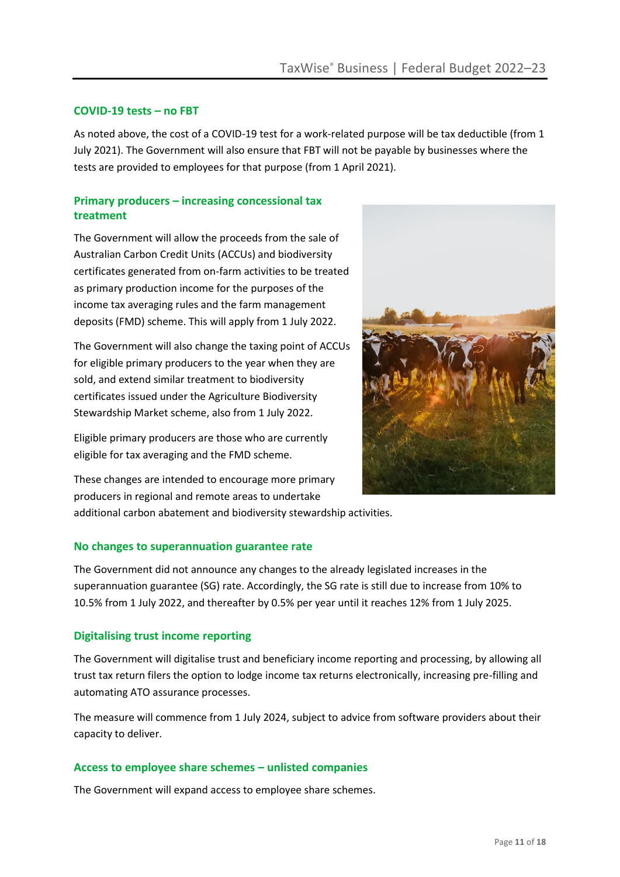### COVID-19 tests – no FBT

As noted above, the cost of a COVID-19 test for a work-related purpose will be tax deductible (from 1 July 2021). The Government will also ensure that FBT will not be payable by businesses where the tests are provided to employees for that purpose (from 1 April 2021).

### Primary producers – increasing concessional tax treatment

The Government will allow the proceeds from the sale of Australian Carbon Credit Units (ACCUs) and biodiversity certificates generated from on-farm activities to be treated as primary production income for the purposes of the income tax averaging rules and the farm management deposits (FMD) scheme. This will apply from 1 July 2022.

The Government will also change the taxing point of ACCUs for eligible primary producers to the year when they are sold, and extend similar treatment to biodiversity certificates issued under the Agriculture Biodiversity Stewardship Market scheme, also from 1 July 2022.

Eligible primary producers are those who are currently eligible for tax averaging and the FMD scheme.

These changes are intended to encourage more primary producers in regional and remote areas to undertake additional carbon abatement and biodiversity stewardship activities.

### No changes to superannuation guarantee rate

The Government did not announce any changes to the already legislated increases in the superannuation guarantee (SG) rate. Accordingly, the SG rate is still due to increase from 10% to 10.5% from 1 July 2022, and thereafter by 0.5% per year until it reaches 12% from 1 July 2025.

### Digitalising trust income reporting

The Government will digitalise trust and beneficiary income reporting and processing, by allowing all trust tax return filers the option to lodge income tax returns electronically, increasing pre-filling and automating ATO assurance processes.

The measure will commence from 1 July 2024, subject to advice from software providers about their capacity to deliver.

### Access to employee share schemes – unlisted companies

The Government will expand access to employee share schemes.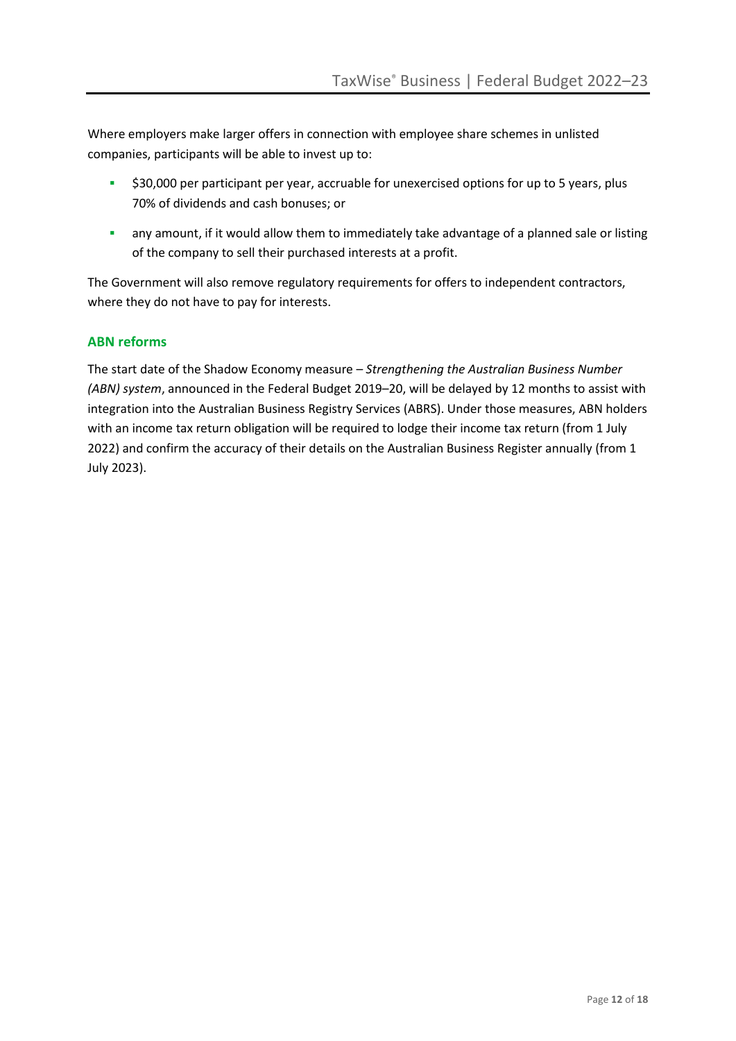Where employers make larger offers in connection with employee share schemes in unlisted companies, participants will be able to invest up to:

- $30,000 per participant per year, accruable for unexercised options for up to 5 years, plus 70% of dividends and cash bonuses; or
- any amount, if it would allow them to immediately take advantage of a planned sale or listing of the company to sell their purchased interests at a profit.

The Government will also remove regulatory requirements for offers to independent contractors, where they do not have to pay for interests.

## ABN reforms

The start date of the Shadow Economy measure – *Strengthening the Australian Business Number (ABN) system*, announced in the Federal Budget 2019–20, will be delayed by 12 months to assist with integration into the Australian Business Registry Services (ABRS). Under those measures, ABN holders with an income tax return obligation will be required to lodge their income tax return (from 1 July 2022) and confirm the accuracy of their details on the Australian Business Register annually (from 1 July 2023).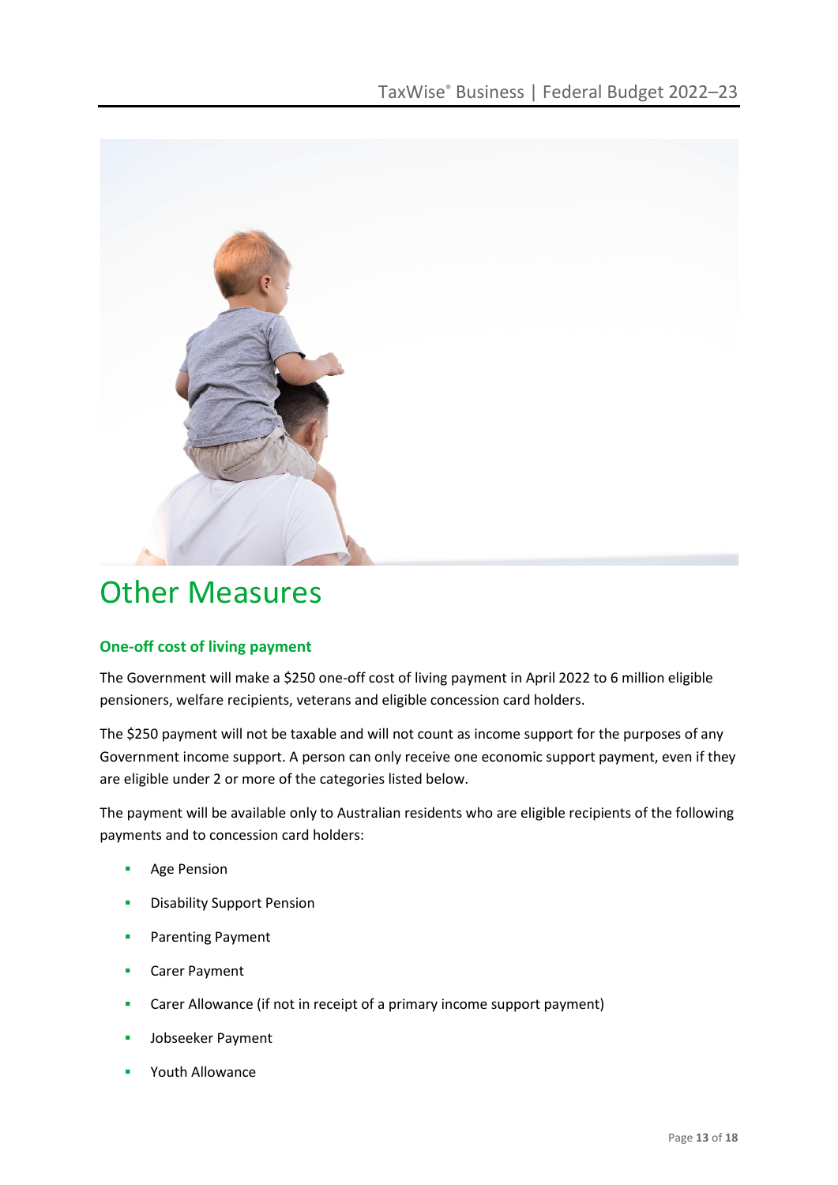# Other Measures

### One-off cost of living payment

The Government will make a $250 one-off cost of living payment in April 2022 to 6 million eligible pensioners, welfare recipients, veterans and eligible concession card holders.

The $250 payment will not be taxable and will not count as income support for the purposes of any Government income support. A person can only receive one economic support payment, even if they are eligible under 2 or more of the categories listed below.

The payment will be available only to Australian residents who are eligible recipients of the following payments and to concession card holders:

- Age Pension
- Disability Support Pension
- Parenting Payment
- Carer Payment
- Carer Allowance (if not in receipt of a primary income support payment)
- Jobseeker Payment
- Youth Allowance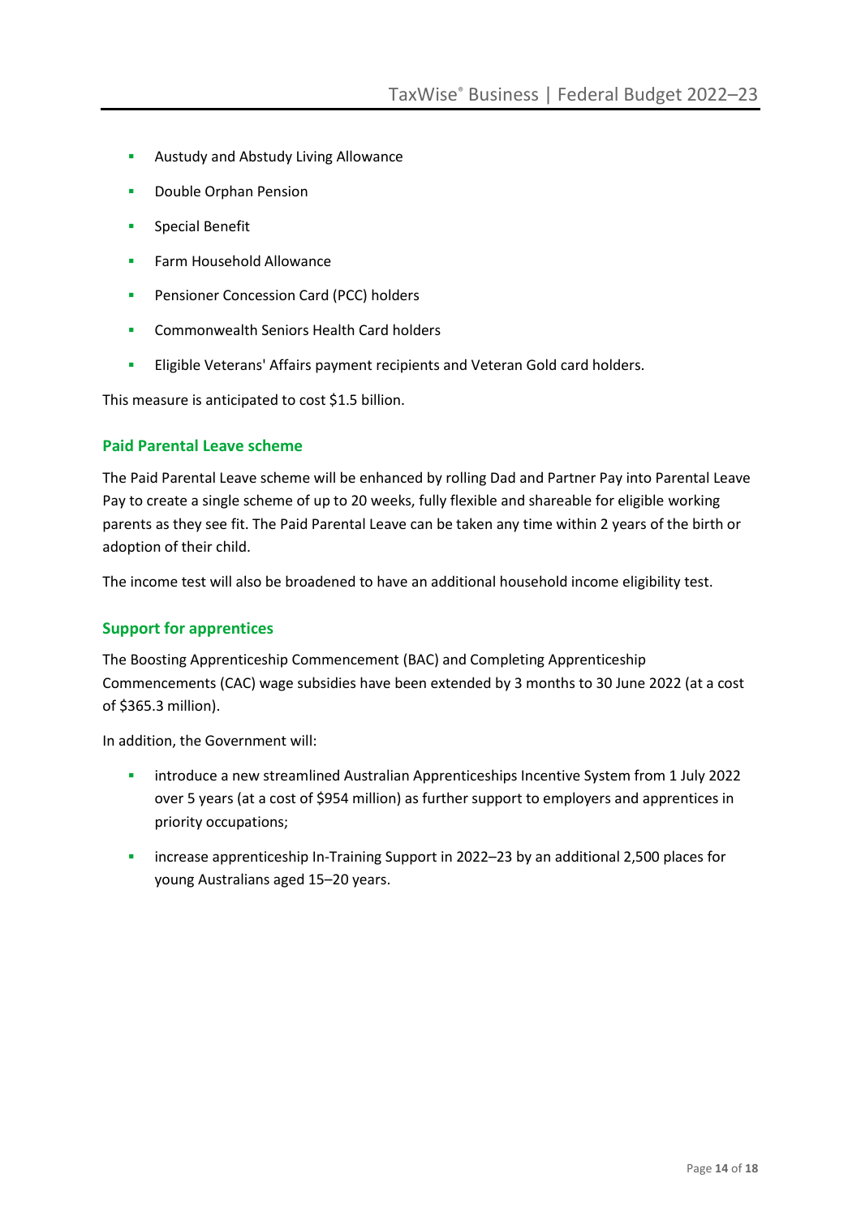- Austudy and Abstudy Living Allowance
- Double Orphan Pension
- Special Benefit
- Farm Household Allowance
- Pensioner Concession Card (PCC) holders
- Commonwealth Seniors Health Card holders
- Eligible Veterans' Affairs payment recipients and Veteran Gold card holders.

This measure is anticipated to cost $1.5 billion.

### Paid Parental Leave scheme

The Paid Parental Leave scheme will be enhanced by rolling Dad and Partner Pay into Parental Leave Pay to create a single scheme of up to 20 weeks, fully flexible and shareable for eligible working parents as they see fit. The Paid Parental Leave can be taken any time within 2 years of the birth or adoption of their child.

The income test will also be broadened to have an additional household income eligibility test.

### Support for apprentices

The Boosting Apprenticeship Commencement (BAC) and Completing Apprenticeship Commencements (CAC) wage subsidies have been extended by 3 months to 30 June 2022 (at a cost of $365.3 million).

In addition, the Government will:

- introduce a new streamlined Australian Apprenticeships Incentive System from 1 July 2022 over 5 years (at a cost of $954 million) as further support to employers and apprentices in priority occupations;
- increase apprenticeship In-Training Support in 2022–23 by an additional 2,500 places for young Australians aged 15–20 years.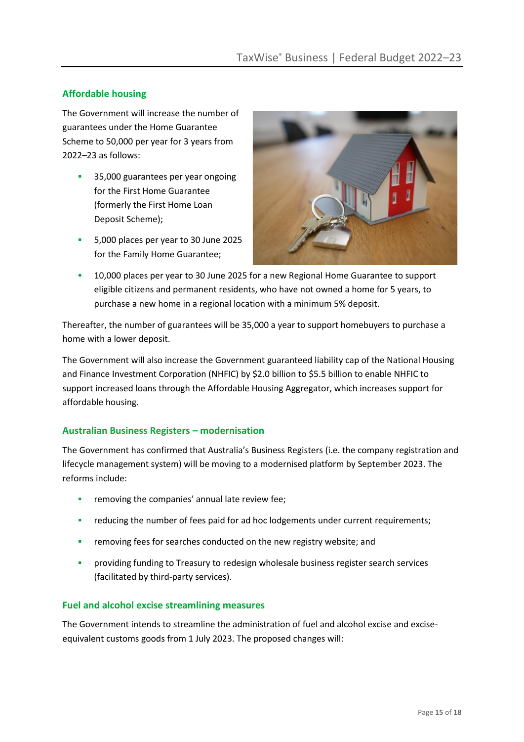## Affordable housing

The Government will increase the number of guarantees under the Home Guarantee Scheme to 50,000 per year for 3 years from 2022–23 as follows:

- 35,000 guarantees per year ongoing for the First Home Guarantee (formerly the First Home Loan Deposit Scheme);
- 5,000 places per year to 30 June 2025 for the Family Home Guarantee;
- 10,000 places per year to 30 June 2025 for a new Regional Home Guarantee to support eligible citizens and permanent residents, who have not owned a home for 5 years, to purchase a new home in a regional location with a minimum 5% deposit.

Thereafter, the number of guarantees will be 35,000 a year to support homebuyers to purchase a home with a lower deposit.

The Government will also increase the Government guaranteed liability cap of the National Housing and Finance Investment Corporation (NHFIC) by $2.0 billion to $5.5 billion to enable NHFIC to support increased loans through the Affordable Housing Aggregator, which increases support for affordable housing.

## Australian Business Registers – modernisation

The Government has confirmed that Australia's Business Registers (i.e. the company registration and lifecycle management system) will be moving to a modernised platform by September 2023. The reforms include:

- removing the companies' annual late review fee;
- reducing the number of fees paid for ad hoc lodgements under current requirements;
- removing fees for searches conducted on the new registry website; and
- providing funding to Treasury to redesign wholesale business register search services (facilitated by third-party services).

## Fuel and alcohol excise streamlining measures

The Government intends to streamline the administration of fuel and alcohol excise and excise-equivalent customs goods from 1 July 2023. The proposed changes will: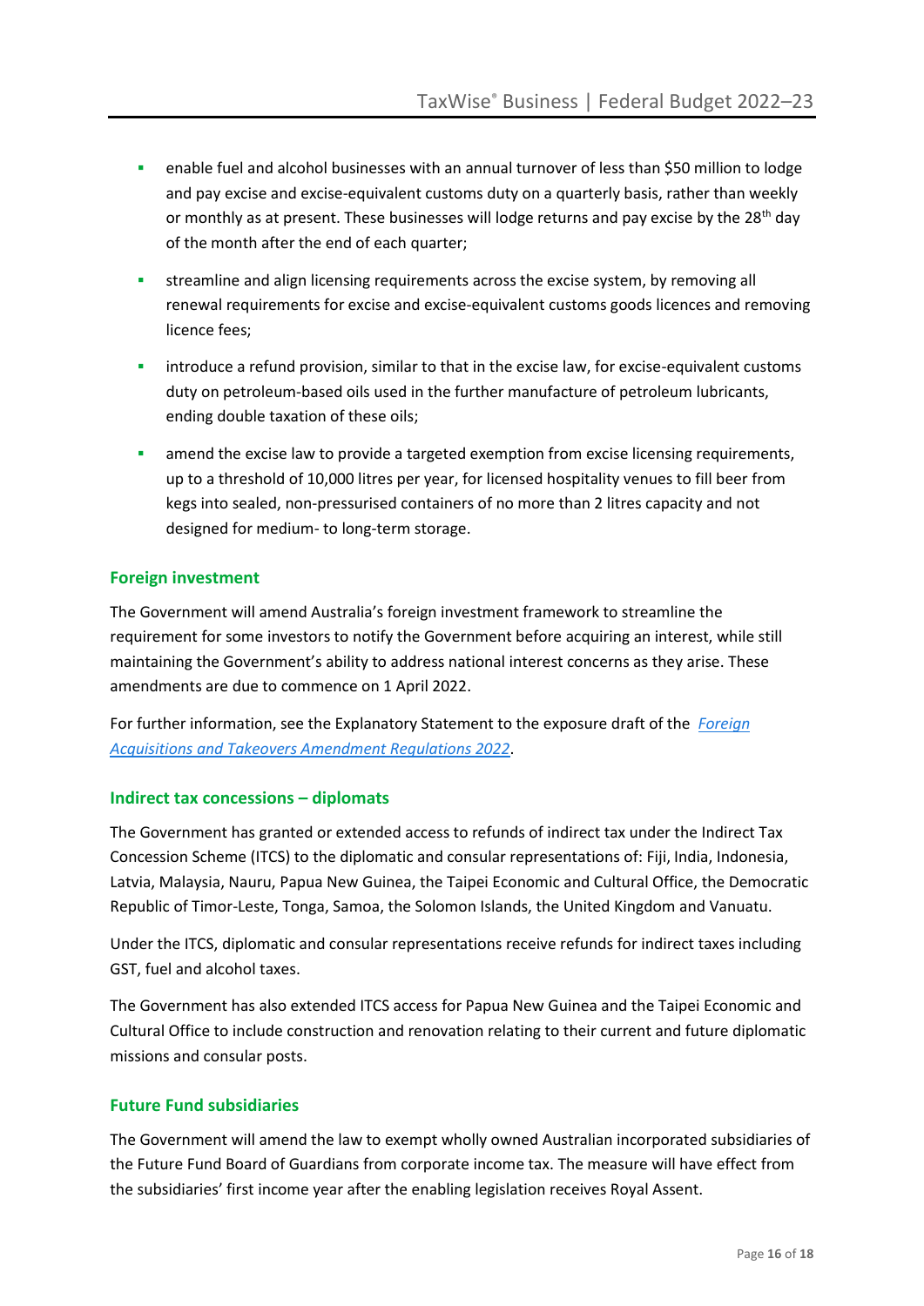- enable fuel and alcohol businesses with an annual turnover of less than $50 million to lodge and pay excise and excise-equivalent customs duty on a quarterly basis, rather than weekly or monthly as at present. These businesses will lodge returns and pay excise by the 28th day of the month after the end of each quarter;
- streamline and align licensing requirements across the excise system, by removing all renewal requirements for excise and excise-equivalent customs goods licences and removing licence fees;
- introduce a refund provision, similar to that in the excise law, for excise-equivalent customs duty on petroleum-based oils used in the further manufacture of petroleum lubricants, ending double taxation of these oils;
- amend the excise law to provide a targeted exemption from excise licensing requirements, up to a threshold of 10,000 litres per year, for licensed hospitality venues to fill beer from kegs into sealed, non-pressurised containers of no more than 2 litres capacity and not designed for medium- to long-term storage.

## Foreign investment

The Government will amend Australia's foreign investment framework to streamline the requirement for some investors to notify the Government before acquiring an interest, while still maintaining the Government's ability to address national interest concerns as they arise. These amendments are due to commence on 1 April 2022.

For further information, see the Explanatory Statement to the exposure draft of the *Foreign Acquisitions and Takeovers Amendment Regulations 2022*.

## Indirect tax concessions – diplomats

The Government has granted or extended access to refunds of indirect tax under the Indirect Tax Concession Scheme (ITCS) to the diplomatic and consular representations of: Fiji, India, Indonesia, Latvia, Malaysia, Nauru, Papua New Guinea, the Taipei Economic and Cultural Office, the Democratic Republic of Timor-Leste, Tonga, Samoa, the Solomon Islands, the United Kingdom and Vanuatu.

Under the ITCS, diplomatic and consular representations receive refunds for indirect taxes including GST, fuel and alcohol taxes.

The Government has also extended ITCS access for Papua New Guinea and the Taipei Economic and Cultural Office to include construction and renovation relating to their current and future diplomatic missions and consular posts.

## Future Fund subsidiaries

The Government will amend the law to exempt wholly owned Australian incorporated subsidiaries of the Future Fund Board of Guardians from corporate income tax. The measure will have effect from the subsidiaries' first income year after the enabling legislation receives Royal Assent.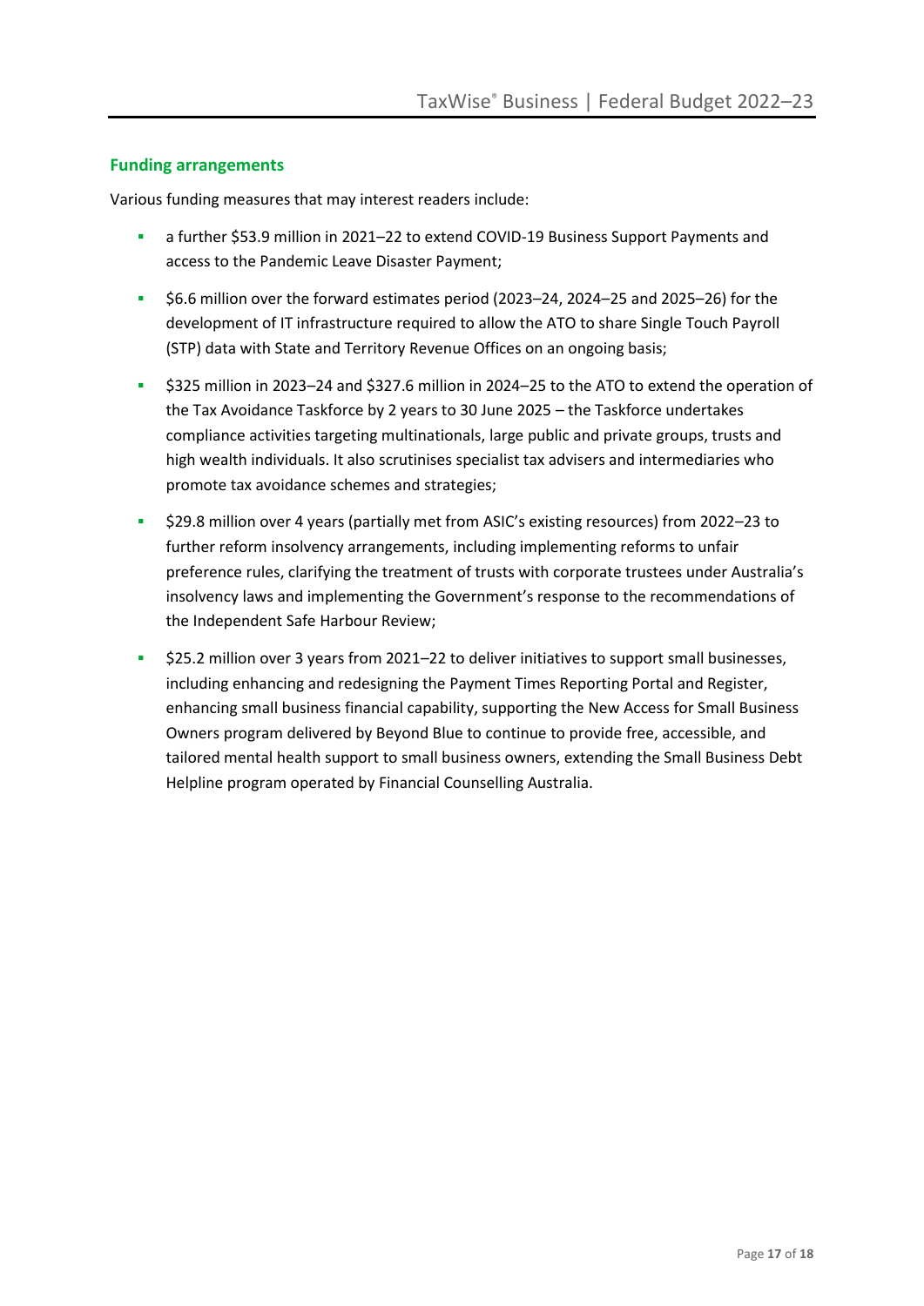## Funding arrangements

Various funding measures that may interest readers include:

- a further $53.9 million in 2021–22 to extend COVID-19 Business Support Payments and access to the Pandemic Leave Disaster Payment;
- $6.6 million over the forward estimates period (2023–24, 2024–25 and 2025–26) for the development of IT infrastructure required to allow the ATO to share Single Touch Payroll (STP) data with State and Territory Revenue Offices on an ongoing basis;
- $325 million in 2023–24 and $327.6 million in 2024–25 to the ATO to extend the operation of the Tax Avoidance Taskforce by 2 years to 30 June 2025 – the Taskforce undertakes compliance activities targeting multinationals, large public and private groups, trusts and high wealth individuals. It also scrutinises specialist tax advisers and intermediaries who promote tax avoidance schemes and strategies;
- $29.8 million over 4 years (partially met from ASIC's existing resources) from 2022–23 to further reform insolvency arrangements, including implementing reforms to unfair preference rules, clarifying the treatment of trusts with corporate trustees under Australia's insolvency laws and implementing the Government's response to the recommendations of the Independent Safe Harbour Review;
- $25.2 million over 3 years from 2021–22 to deliver initiatives to support small businesses, including enhancing and redesigning the Payment Times Reporting Portal and Register, enhancing small business financial capability, supporting the New Access for Small Business Owners program delivered by Beyond Blue to continue to provide free, accessible, and tailored mental health support to small business owners, extending the Small Business Debt Helpline program operated by Financial Counselling Australia.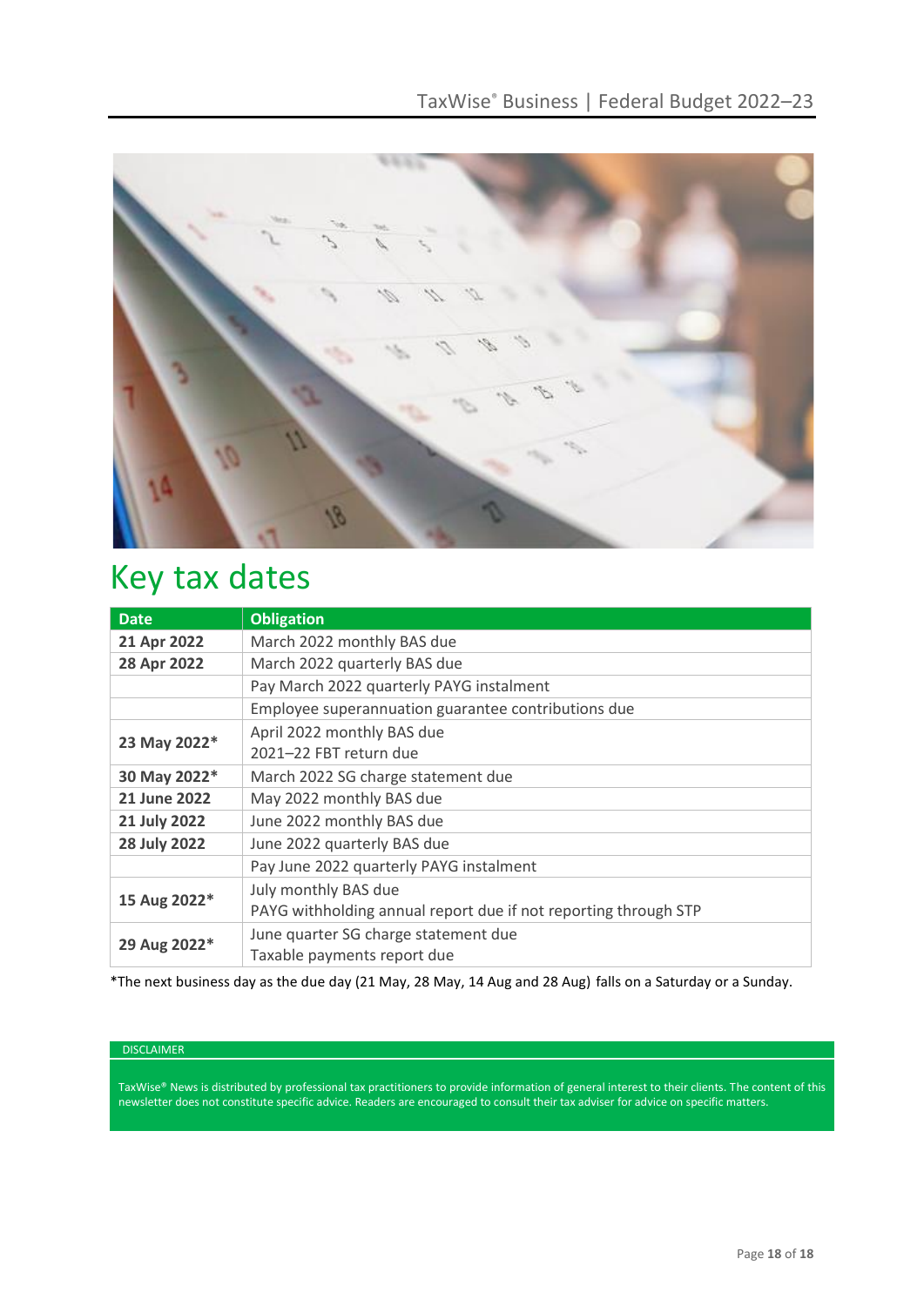# Key tax dates

| Date | Obligation |
| --- | --- |
| **21 Apr 2022** | March 2022 monthly BAS due |
| **28 Apr 2022** | March 2022 quarterly BAS due |
| | Pay March 2022 quarterly PAYG instalment |
| | Employee superannuation guarantee contributions due |
| **23 May 2022*** | April 2022 monthly BAS due<br>2021–22 FBT return due |
| **30 May 2022*** | March 2022 SG charge statement due |
| **21 June 2022** | May 2022 monthly BAS due |
| **21 July 2022** | June 2022 monthly BAS due |
| **28 July 2022** | June 2022 quarterly BAS due |
| | Pay June 2022 quarterly PAYG instalment |
| **15 Aug 2022*** | July monthly BAS due<br>PAYG withholding annual report due if not reporting through STP |
| **29 Aug 2022*** | June quarter SG charge statement due<br>Taxable payments report due |

*The next business day as the due day (21 May, 28 May, 14 Aug and 28 Aug) falls on a Saturday or a Sunday.

DISCLAIMER

TaxWise® News is distributed by professional tax practitioners to provide information of general interest to their clients. The content of this newsletter does not constitute specific advice. Readers are encouraged to consult their tax adviser for advice on specific matters.